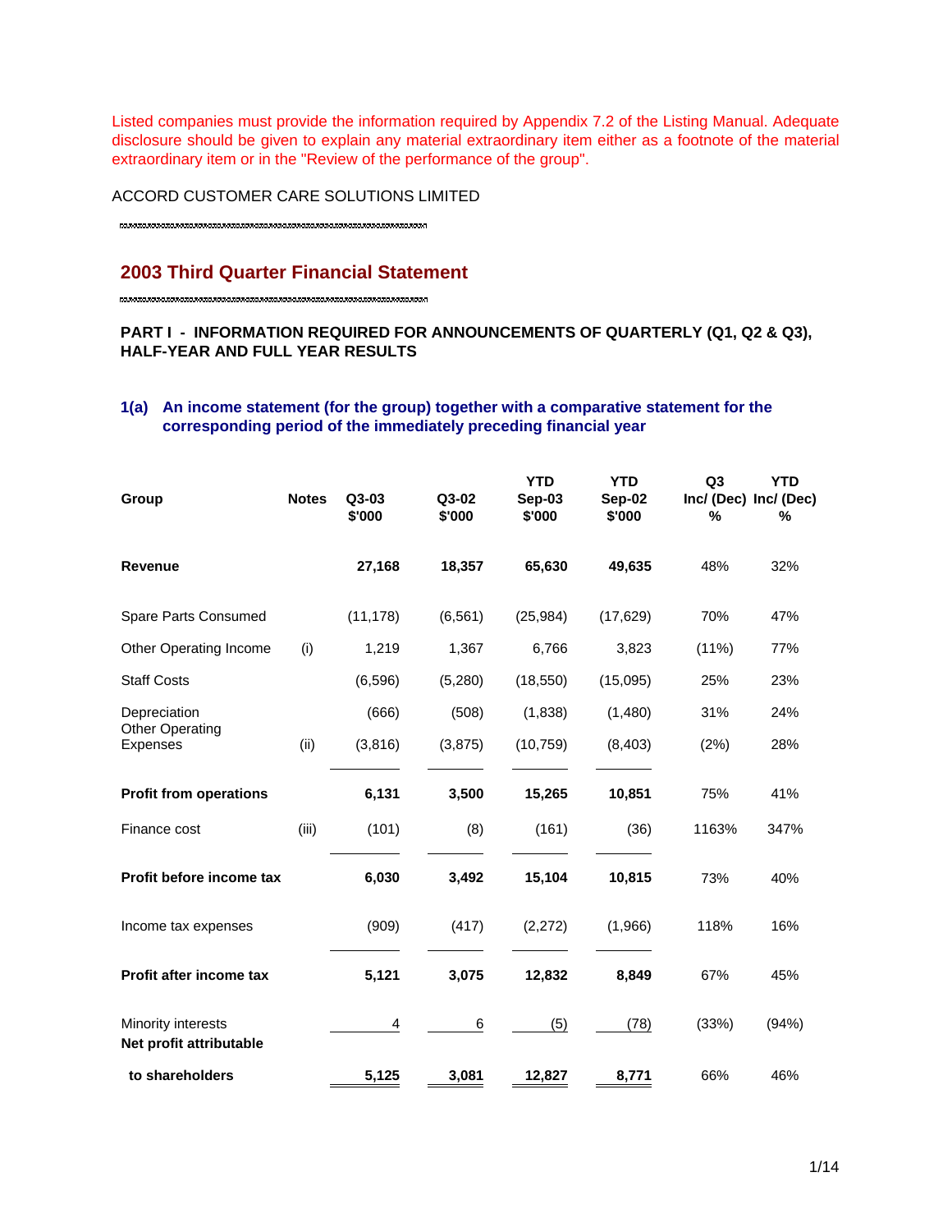Listed companies must provide the information required by Appendix 7.2 of the Listing Manual. Adequate disclosure should be given to explain any material extraordinary item either as a footnote of the material extraordinary item or in the "Review of the performance of the group".

ACCORD CUSTOMER CARE SOLUTIONS LIMITED

## 2003 Third Quarter Financial Statement

### PART I - INFORMATION REQUIRED FOR ANNOUNCEMENTS OF QUARTERLY (Q1, Q2 & Q3), HALF-YEAR AND FULL YEAR RESULTS

### 1(a) An income statement (for the group) together with a comparative statement for the corresponding period of the immediately preceding financial year

| Group | Notes | Q3-03 $'000 | Q3-02 $'000 | YTD Sep-03 $'000 | YTD Sep-02 $'000 | Q3 Inc/ (Dec) % | YTD Inc/ (Dec) % |
|---|---|---|---|---|---|---|---|
| **Revenue** | | **27,168** | **18,357** | **65,630** | **49,635** | 48% | 32% |
| Spare Parts Consumed | | (11,178) | (6,561) | (25,984) | (17,629) | 70% | 47% |
| Other Operating Income | (i) | 1,219 | 1,367 | 6,766 | 3,823 | (11%) | 77% |
| Staff Costs | | (6,596) | (5,280) | (18,550) | (15,095) | 25% | 23% |
| Depreciation | | (666) | (508) | (1,838) | (1,480) | 31% | 24% |
| Other Operating Expenses | (ii) | (3,816) | (3,875) | (10,759) | (8,403) | (2%) | 28% |
| **Profit from operations** | | **6,131** | **3,500** | **15,265** | **10,851** | 75% | 41% |
| Finance cost | (iii) | (101) | (8) | (161) | (36) | 1163% | 347% |
| **Profit before income tax** | | **6,030** | **3,492** | **15,104** | **10,815** | 73% | 40% |
| Income tax expenses | | (909) | (417) | (2,272) | (1,966) | 118% | 16% |
| **Profit after income tax** | | **5,121** | **3,075** | **12,832** | **8,849** | 67% | 45% |
| Minority interests | | 4 | 6 | (5) | (78) | (33%) | (94%) |
| **Net profit attributable to shareholders** | | **5,125** | **3,081** | **12,827** | **8,771** | 66% | 46% |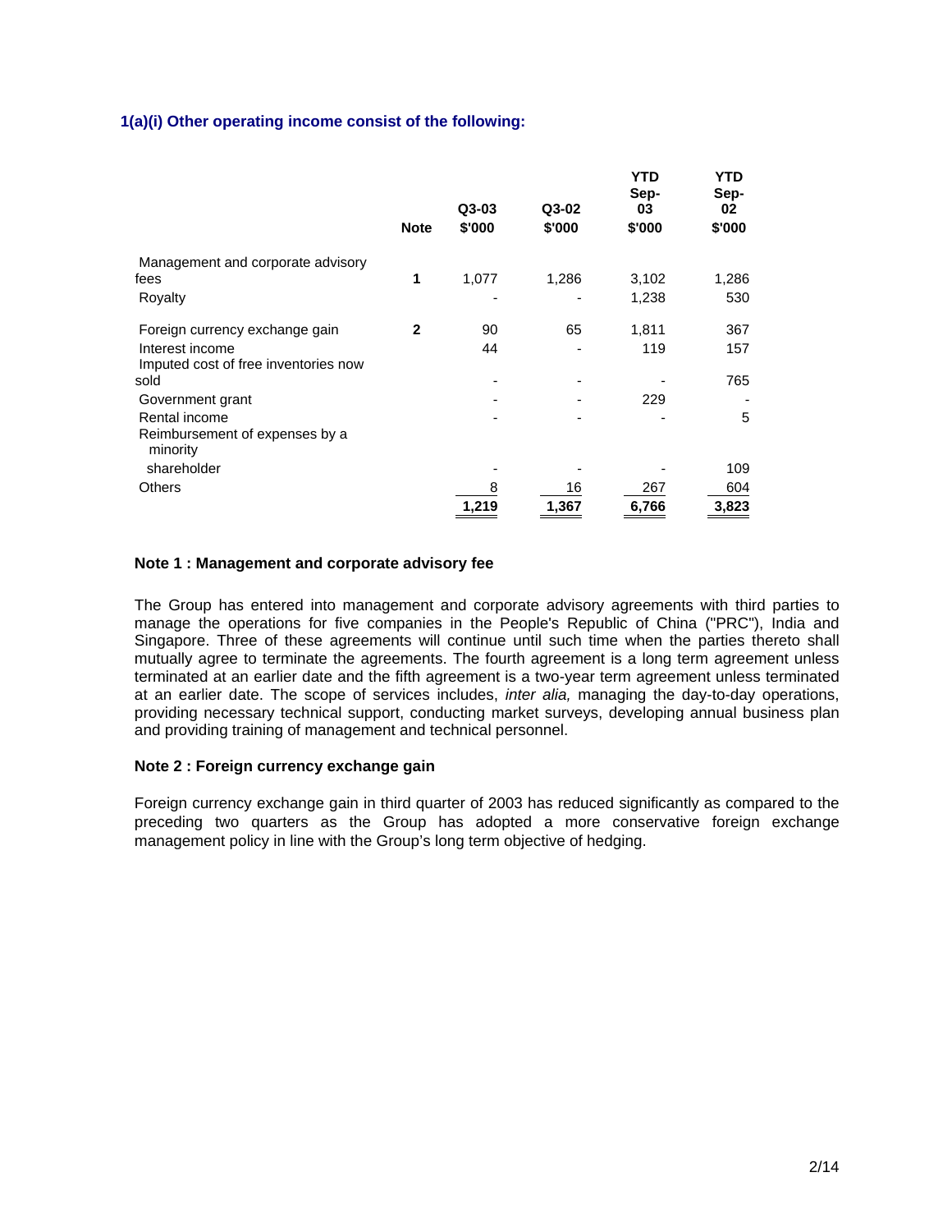### 1(a)(i) Other operating income consist of the following:

| | Note | Q3-03 $'000 | Q3-02 $'000 | YTD Sep-03 $'000 | YTD Sep-02 $'000 |
|---|---|---|---|---|---|
| Management and corporate advisory fees | 1 | 1,077 | 1,286 | 3,102 | 1,286 |
| Royalty | | - | - | 1,238 | 530 |
| Foreign currency exchange gain | 2 | 90 | 65 | 1,811 | 367 |
| Interest income | | 44 | - | 119 | 157 |
| Imputed cost of free inventories now sold | | - | - | - | 765 |
| Government grant | | - | - | 229 | - |
| Rental income | | - | - | - | 5 |
| Reimbursement of expenses by a minority shareholder | | - | - | - | 109 |
| Others | | 8 | 16 | 267 | 604 |
| | | **1,219** | **1,367** | **6,766** | **3,823** |

#### Note 1 : Management and corporate advisory fee

The Group has entered into management and corporate advisory agreements with third parties to manage the operations for five companies in the People's Republic of China ("PRC"), India and Singapore. Three of these agreements will continue until such time when the parties thereto shall mutually agree to terminate the agreements. The fourth agreement is a long term agreement unless terminated at an earlier date and the fifth agreement is a two-year term agreement unless terminated at an earlier date. The scope of services includes, *inter alia,* managing the day-to-day operations, providing necessary technical support, conducting market surveys, developing annual business plan and providing training of management and technical personnel.

#### Note 2 : Foreign currency exchange gain

Foreign currency exchange gain in third quarter of 2003 has reduced significantly as compared to the preceding two quarters as the Group has adopted a more conservative foreign exchange management policy in line with the Group's long term objective of hedging.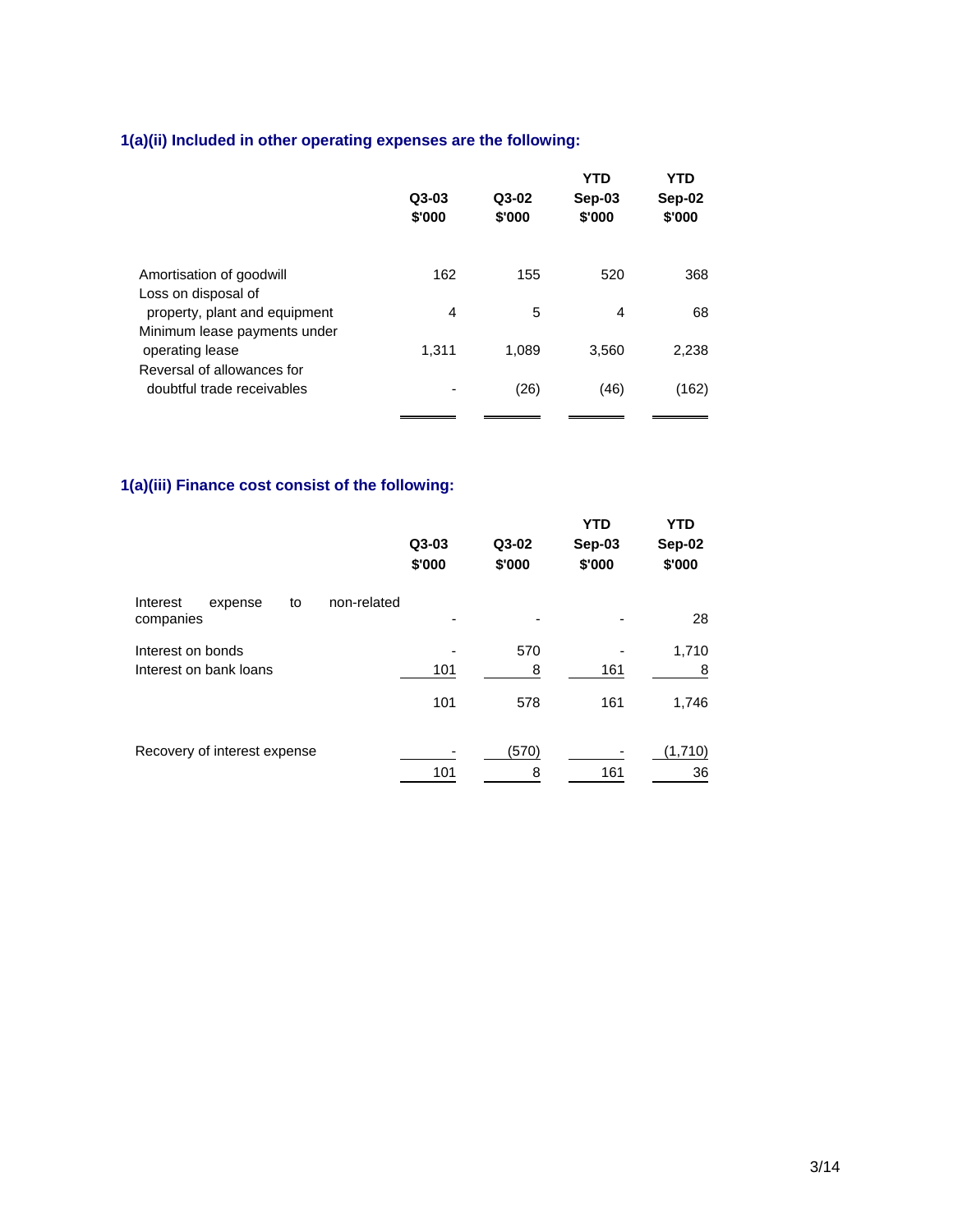### 1(a)(ii) Included in other operating expenses are the following:

| | Q3-03 $'000 | Q3-02 $'000 | YTD Sep-03 $'000 | YTD Sep-02 $'000 |
|---|---|---|---|---|
| Amortisation of goodwill | 162 | 155 | 520 | 368 |
| Loss on disposal of property, plant and equipment | 4 | 5 | 4 | 68 |
| Minimum lease payments under operating lease | 1,311 | 1,089 | 3,560 | 2,238 |
| Reversal of allowances for doubtful trade receivables | - | (26) | (46) | (162) |

### 1(a)(iii) Finance cost consist of the following:

| | Q3-03 $'000 | Q3-02 $'000 | YTD Sep-03 $'000 | YTD Sep-02 $'000 |
|---|---|---|---|---|
| Interest expense to non-related companies | - | - | - | 28 |
| Interest on bonds | - | 570 | - | 1,710 |
| Interest on bank loans | 101 | 8 | 161 | 8 |
| | 101 | 578 | 161 | 1,746 |
| Recovery of interest expense | - | (570) | - | (1,710) |
| | 101 | 8 | 161 | 36 |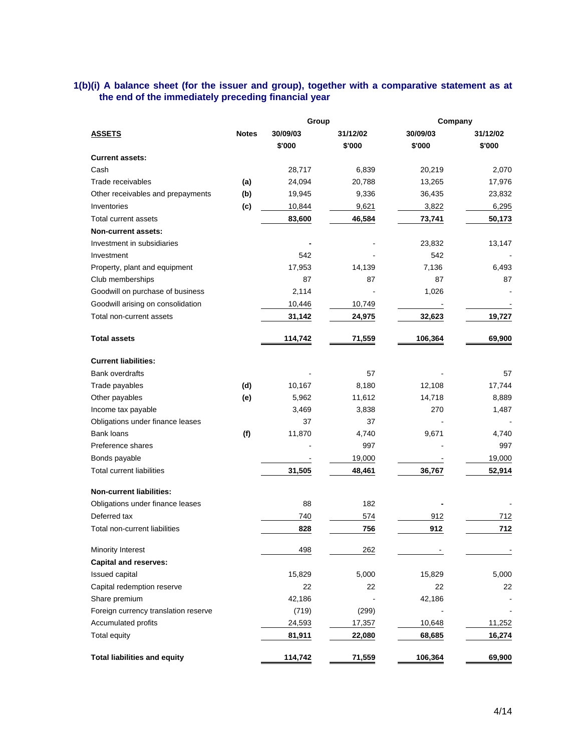## 1(b)(i) A balance sheet (for the issuer and group), together with a comparative statement as at the end of the immediately preceding financial year

| | | Group | | Company | |
|---|---|---|---|---|---|
| **ASSETS** | **Notes** | **30/09/03** | **31/12/02** | **30/09/03** | **31/12/02** |
| | | **$'000** | **$'000** | **$'000** | **$'000** |
| **Current assets:** | | | | | |
| Cash | | 28,717 | 6,839 | 20,219 | 2,070 |
| Trade receivables | **(a)** | 24,094 | 20,788 | 13,265 | 17,976 |
| Other receivables and prepayments | **(b)** | 19,945 | 9,336 | 36,435 | 23,832 |
| Inventories | **(c)** | 10,844 | 9,621 | 3,822 | 6,295 |
| Total current assets | | **83,600** | **46,584** | **73,741** | **50,173** |
| **Non-current assets:** | | | | | |
| Investment in subsidiaries | | - | - | 23,832 | 13,147 |
| Investment | | 542 | - | 542 | - |
| Property, plant and equipment | | 17,953 | 14,139 | 7,136 | 6,493 |
| Club memberships | | 87 | 87 | 87 | 87 |
| Goodwill on purchase of business | | 2,114 | - | 1,026 | - |
| Goodwill arising on consolidation | | 10,446 | 10,749 | - | - |
| Total non-current assets | | **31,142** | **24,975** | **32,623** | **19,727** |
| **Total assets** | | **114,742** | **71,559** | **106,364** | **69,900** |
| **Current liabilities:** | | | | | |
| Bank overdrafts | | - | 57 | - | 57 |
| Trade payables | **(d)** | 10,167 | 8,180 | 12,108 | 17,744 |
| Other payables | **(e)** | 5,962 | 11,612 | 14,718 | 8,889 |
| Income tax payable | | 3,469 | 3,838 | 270 | 1,487 |
| Obligations under finance leases | | 37 | 37 | - | - |
| Bank loans | **(f)** | 11,870 | 4,740 | 9,671 | 4,740 |
| Preference shares | | - | 997 | - | 997 |
| Bonds payable | | - | 19,000 | - | 19,000 |
| Total current liabilities | | **31,505** | **48,461** | **36,767** | **52,914** |
| **Non-current liabilities:** | | | | | |
| Obligations under finance leases | | 88 | 182 | - | - |
| Deferred tax | | 740 | 574 | 912 | 712 |
| Total non-current liabilities | | **828** | **756** | **912** | **712** |
| Minority Interest | | 498 | 262 | - | - |
| **Capital and reserves:** | | | | | |
| Issued capital | | 15,829 | 5,000 | 15,829 | 5,000 |
| Capital redemption reserve | | 22 | 22 | 22 | 22 |
| Share premium | | 42,186 | - | 42,186 | - |
| Foreign currency translation reserve | | (719) | (299) | - | - |
| Accumulated profits | | 24,593 | 17,357 | 10,648 | 11,252 |
| Total equity | | **81,911** | **22,080** | **68,685** | **16,274** |
| **Total liabilities and equity** | | **114,742** | **71,559** | **106,364** | **69,900** |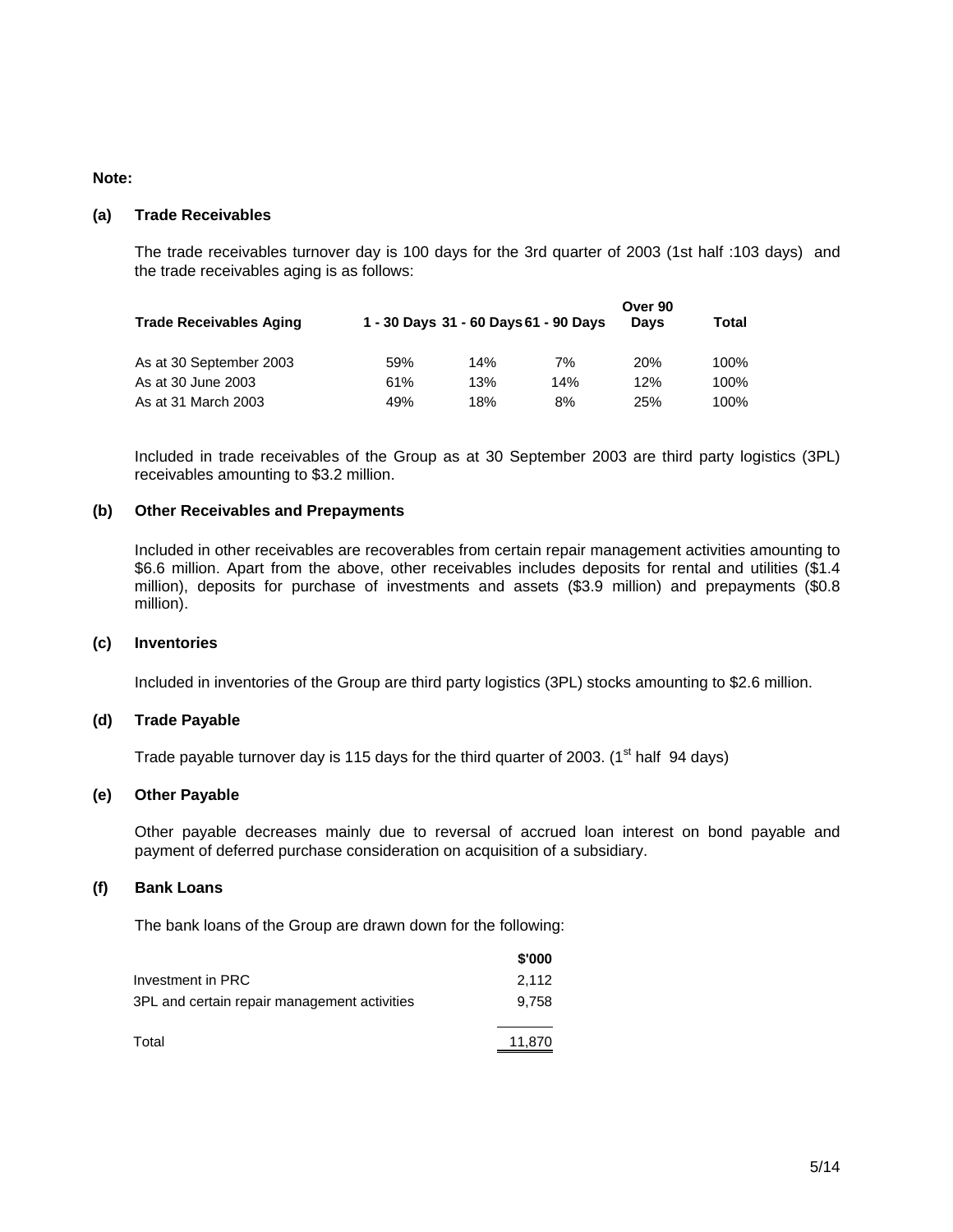**Note:**

**(a) Trade Receivables**

The trade receivables turnover day is 100 days for the 3rd quarter of 2003 (1st half :103 days) and the trade receivables aging is as follows:

| Trade Receivables Aging | 1 - 30 Days | 31 - 60 Days | 61 - 90 Days | Over 90 Days | Total |
|---|---|---|---|---|---|
| As at 30 September 2003 | 59% | 14% | 7% | 20% | 100% |
| As at 30 June 2003 | 61% | 13% | 14% | 12% | 100% |
| As at 31 March 2003 | 49% | 18% | 8% | 25% | 100% |

Included in trade receivables of the Group as at 30 September 2003 are third party logistics (3PL) receivables amounting to $3.2 million.

**(b) Other Receivables and Prepayments**

Included in other receivables are recoverables from certain repair management activities amounting to $6.6 million. Apart from the above, other receivables includes deposits for rental and utilities ($1.4 million), deposits for purchase of investments and assets ($3.9 million) and prepayments ($0.8 million).

**(c) Inventories**

Included in inventories of the Group are third party logistics (3PL) stocks amounting to $2.6 million.

**(d) Trade Payable**

Trade payable turnover day is 115 days for the third quarter of 2003. (1st half 94 days)

**(e) Other Payable**

Other payable decreases mainly due to reversal of accrued loan interest on bond payable and payment of deferred purchase consideration on acquisition of a subsidiary.

**(f) Bank Loans**

The bank loans of the Group are drawn down for the following:

| | $'000 |
|---|---|
| Investment in PRC | 2,112 |
| 3PL and certain repair management activities | 9,758 |
| Total | 11,870 |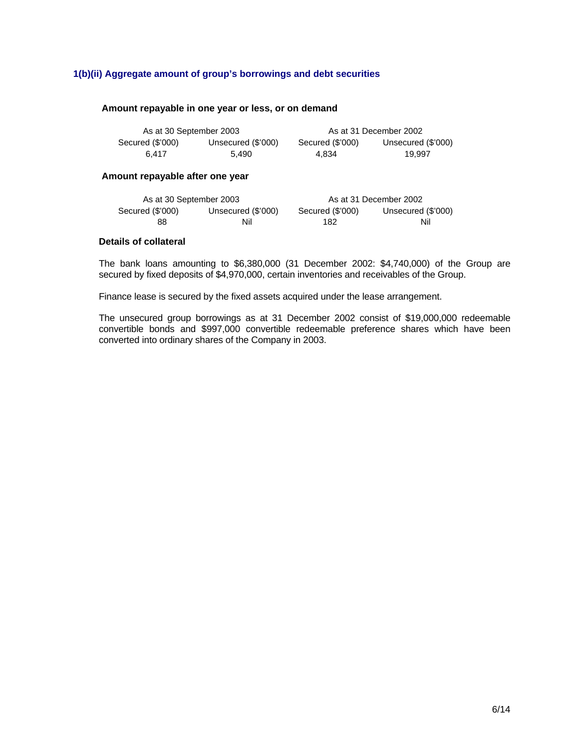### 1(b)(ii) Aggregate amount of group's borrowings and debt securities

**Amount repayable in one year or less, or on demand**

| As at 30 September 2003 | | As at 31 December 2002 | |
|---|---|---|---|
| Secured ($'000) | Unsecured ($'000) | Secured ($'000) | Unsecured ($'000) |
| 6,417 | 5,490 | 4,834 | 19,997 |

**Amount repayable after one year**

| As at 30 September 2003 | | As at 31 December 2002 | |
|---|---|---|---|
| Secured ($'000) | Unsecured ($'000) | Secured ($'000) | Unsecured ($'000) |
| 88 | Nil | 182 | Nil |

**Details of collateral**

The bank loans amounting to $6,380,000 (31 December 2002: $4,740,000) of the Group are secured by fixed deposits of $4,970,000, certain inventories and receivables of the Group.

Finance lease is secured by the fixed assets acquired under the lease arrangement.

The unsecured group borrowings as at 31 December 2002 consist of $19,000,000 redeemable convertible bonds and $997,000 convertible redeemable preference shares which have been converted into ordinary shares of the Company in 2003.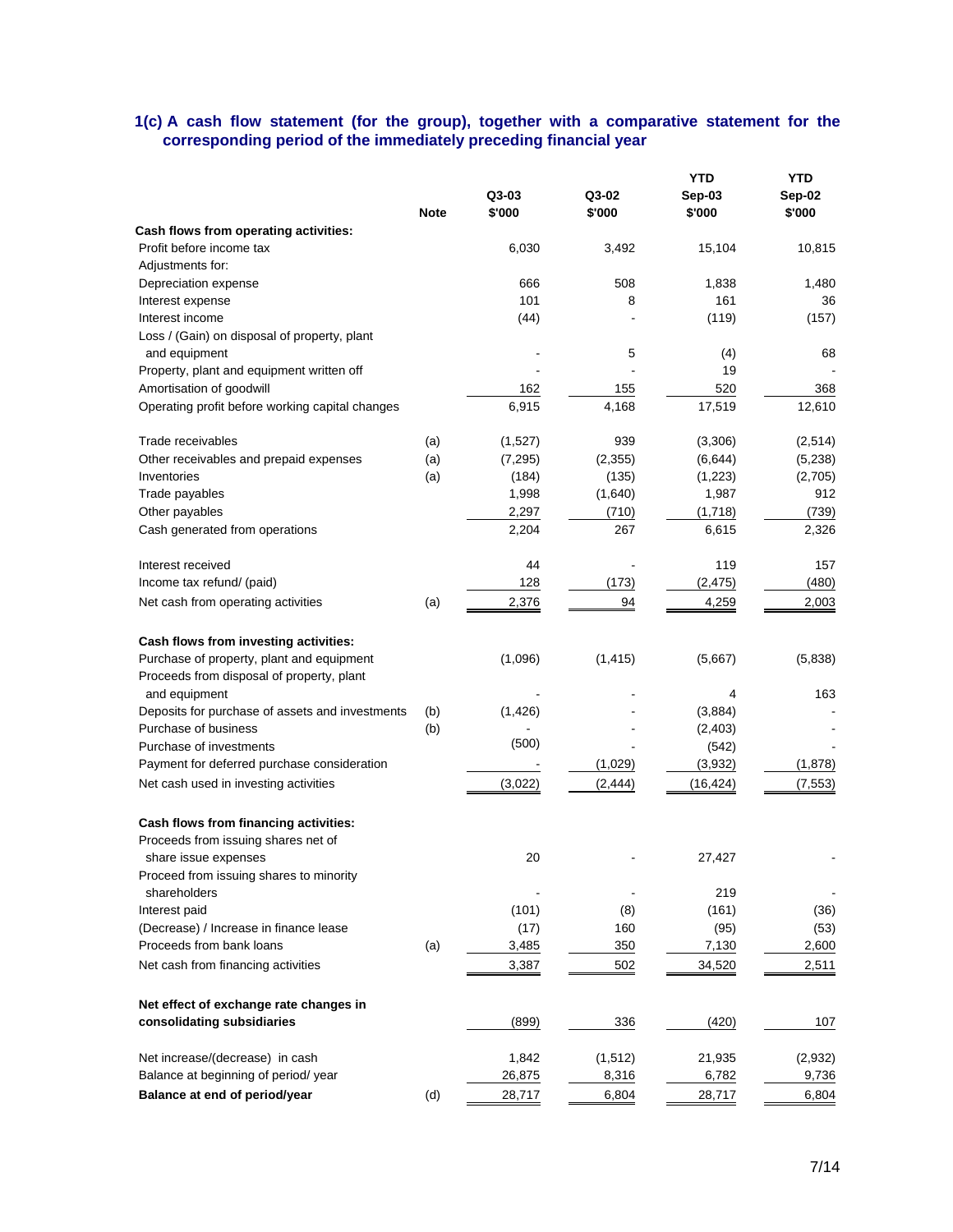### 1(c) A cash flow statement (for the group), together with a comparative statement for the corresponding period of the immediately preceding financial year

| | Note | Q3-03 $'000 | Q3-02 $'000 | YTD Sep-03 $'000 | YTD Sep-02 $'000 |
|---|---|---|---|---|---|
| **Cash flows from operating activities:** | | | | | |
| Profit before income tax | | 6,030 | 3,492 | 15,104 | 10,815 |
| Adjustments for: | | | | | |
| Depreciation expense | | 666 | 508 | 1,838 | 1,480 |
| Interest expense | | 101 | 8 | 161 | 36 |
| Interest income | | (44) | - | (119) | (157) |
| Loss / (Gain) on disposal of property, plant and equipment | | - | 5 | (4) | 68 |
| Property, plant and equipment written off | | - | - | 19 | - |
| Amortisation of goodwill | | 162 | 155 | 520 | 368 |
| Operating profit before working capital changes | | 6,915 | 4,168 | 17,519 | 12,610 |
| Trade receivables | (a) | (1,527) | 939 | (3,306) | (2,514) |
| Other receivables and prepaid expenses | (a) | (7,295) | (2,355) | (6,644) | (5,238) |
| Inventories | (a) | (184) | (135) | (1,223) | (2,705) |
| Trade payables | | 1,998 | (1,640) | 1,987 | 912 |
| Other payables | | 2,297 | (710) | (1,718) | (739) |
| Cash generated from operations | | 2,204 | 267 | 6,615 | 2,326 |
| Interest received | | 44 | - | 119 | 157 |
| Income tax refund/ (paid) | | 128 | (173) | (2,475) | (480) |
| Net cash from operating activities | (a) | 2,376 | 94 | 4,259 | 2,003 |
| **Cash flows from investing activities:** | | | | | |
| Purchase of property, plant and equipment | | (1,096) | (1,415) | (5,667) | (5,838) |
| Proceeds from disposal of property, plant and equipment | | - | - | 4 | 163 |
| Deposits for purchase of assets and investments | (b) | (1,426) | - | (3,884) | - |
| Purchase of business | (b) | - | - | (2,403) | - |
| Purchase of investments | | (500) | - | (542) | - |
| Payment for deferred purchase consideration | | - | (1,029) | (3,932) | (1,878) |
| Net cash used in investing activities | | (3,022) | (2,444) | (16,424) | (7,553) |
| **Cash flows from financing activities:** | | | | | |
| Proceeds from issuing shares net of share issue expenses | | 20 | - | 27,427 | - |
| Proceed from issuing shares to minority shareholders | | - | - | 219 | - |
| Interest paid | | (101) | (8) | (161) | (36) |
| (Decrease) / Increase in finance lease | | (17) | 160 | (95) | (53) |
| Proceeds from bank loans | (a) | 3,485 | 350 | 7,130 | 2,600 |
| Net cash from financing activities | | 3,387 | 502 | 34,520 | 2,511 |
| **Net effect of exchange rate changes in consolidating subsidiaries** | | (899) | 336 | (420) | 107 |
| Net increase/(decrease) in cash | | 1,842 | (1,512) | 21,935 | (2,932) |
| Balance at beginning of period/ year | | 26,875 | 8,316 | 6,782 | 9,736 |
| **Balance at end of period/year** | (d) | 28,717 | 6,804 | 28,717 | 6,804 |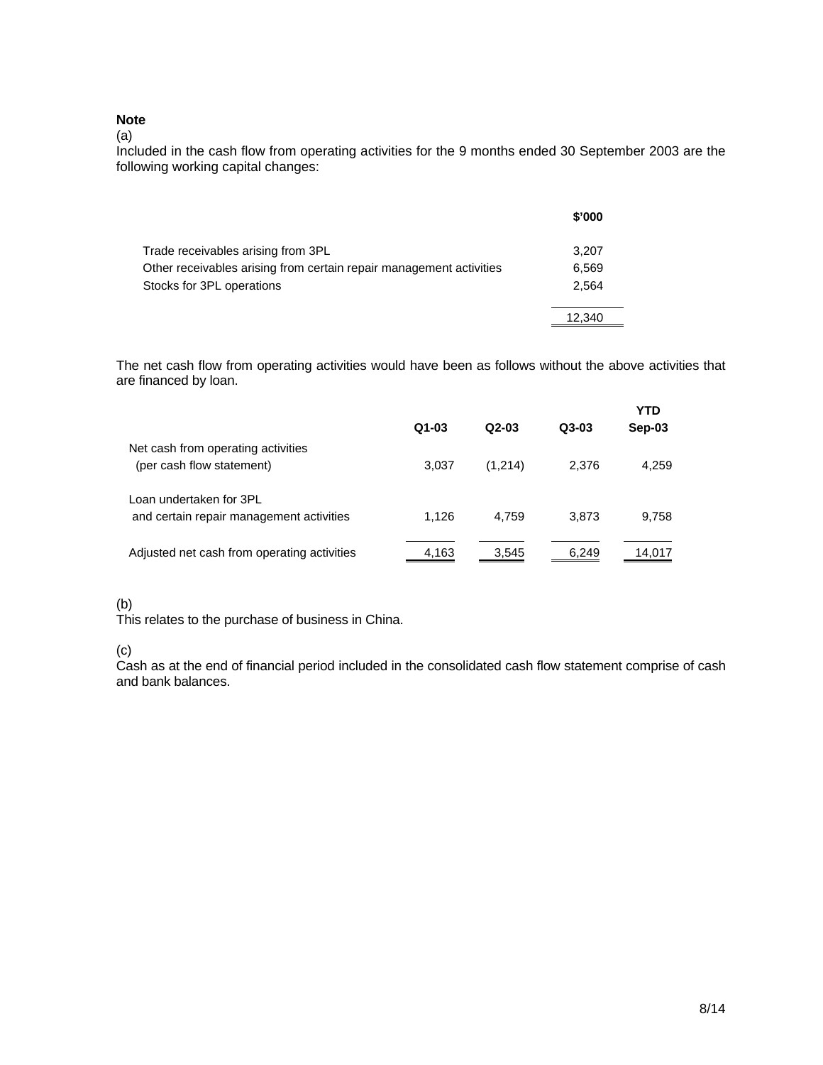**Note**

(a)

Included in the cash flow from operating activities for the 9 months ended 30 September 2003 are the following working capital changes:

| | $'000 |
|---|---|
| Trade receivables arising from 3PL | 3,207 |
| Other receivables arising from certain repair management activities | 6,569 |
| Stocks for 3PL operations | 2,564 |
| | 12,340 |

The net cash flow from operating activities would have been as follows without the above activities that are financed by loan.

| | Q1-03 | Q2-03 | Q3-03 | YTD Sep-03 |
|---|---|---|---|---|
| Net cash from operating activities (per cash flow statement) | 3,037 | (1,214) | 2,376 | 4,259 |
| Loan undertaken for 3PL and certain repair management activities | 1,126 | 4,759 | 3,873 | 9,758 |
| Adjusted net cash from operating activities | 4,163 | 3,545 | 6,249 | 14,017 |

(b)

This relates to the purchase of business in China.

(c)

Cash as at the end of financial period included in the consolidated cash flow statement comprise of cash and bank balances.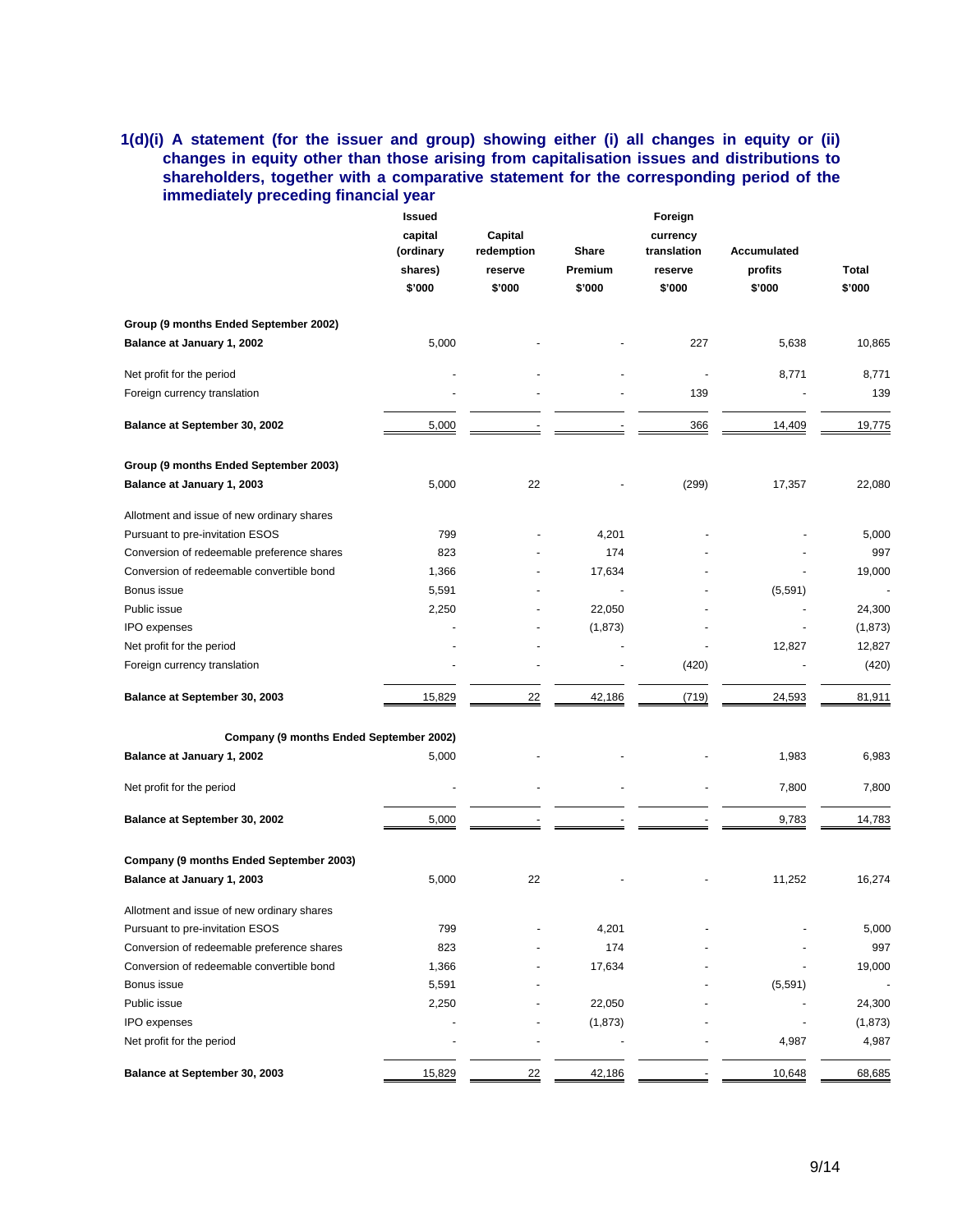**1(d)(i) A statement (for the issuer and group) showing either (i) all changes in equity or (ii) changes in equity other than those arising from capitalisation issues and distributions to shareholders, together with a comparative statement for the corresponding period of the immediately preceding financial year**

| | Issued capital (ordinary shares) $'000 | Capital redemption reserve $'000 | Share Premium $'000 | Foreign currency translation reserve $'000 | Accumulated profits $'000 | Total $'000 |
|---|---|---|---|---|---|---|
| **Group (9 months Ended September 2002)** | | | | | | |
| **Balance at January 1, 2002** | 5,000 | - | - | 227 | 5,638 | 10,865 |
| Net profit for the period | - | - | - | - | 8,771 | 8,771 |
| Foreign currency translation | - | - | - | 139 | - | 139 |
| **Balance at September 30, 2002** | 5,000 | - | - | 366 | 14,409 | 19,775 |
| **Group (9 months Ended September 2003)** | | | | | | |
| **Balance at January 1, 2003** | 5,000 | 22 | - | (299) | 17,357 | 22,080 |
| Allotment and issue of new ordinary shares | | | | | | |
| Pursuant to pre-invitation ESOS | 799 | - | 4,201 | - | - | 5,000 |
| Conversion of redeemable preference shares | 823 | - | 174 | - | - | 997 |
| Conversion of redeemable convertible bond | 1,366 | - | 17,634 | - | - | 19,000 |
| Bonus issue | 5,591 | - | - | - | (5,591) | - |
| Public issue | 2,250 | - | 22,050 | - | - | 24,300 |
| IPO expenses | - | - | (1,873) | - | - | (1,873) |
| Net profit for the period | - | - | - | - | 12,827 | 12,827 |
| Foreign currency translation | - | - | - | (420) | - | (420) |
| **Balance at September 30, 2003** | 15,829 | 22 | 42,186 | (719) | 24,593 | 81,911 |
| **Company (9 months Ended September 2002)** | | | | | | |
| **Balance at January 1, 2002** | 5,000 | - | - | - | 1,983 | 6,983 |
| Net profit for the period | - | - | - | - | 7,800 | 7,800 |
| **Balance at September 30, 2002** | 5,000 | - | - | - | 9,783 | 14,783 |
| **Company (9 months Ended September 2003)** | | | | | | |
| **Balance at January 1, 2003** | 5,000 | 22 | - | - | 11,252 | 16,274 |
| Allotment and issue of new ordinary shares | | | | | | |
| Pursuant to pre-invitation ESOS | 799 | - | 4,201 | - | - | 5,000 |
| Conversion of redeemable preference shares | 823 | - | 174 | - | - | 997 |
| Conversion of redeemable convertible bond | 1,366 | - | 17,634 | - | - | 19,000 |
| Bonus issue | 5,591 | - | | - | (5,591) | - |
| Public issue | 2,250 | - | 22,050 | - | - | 24,300 |
| IPO expenses | - | - | (1,873) | - | - | (1,873) |
| Net profit for the period | - | - | - | - | 4,987 | 4,987 |
| **Balance at September 30, 2003** | 15,829 | 22 | 42,186 | - | 10,648 | 68,685 |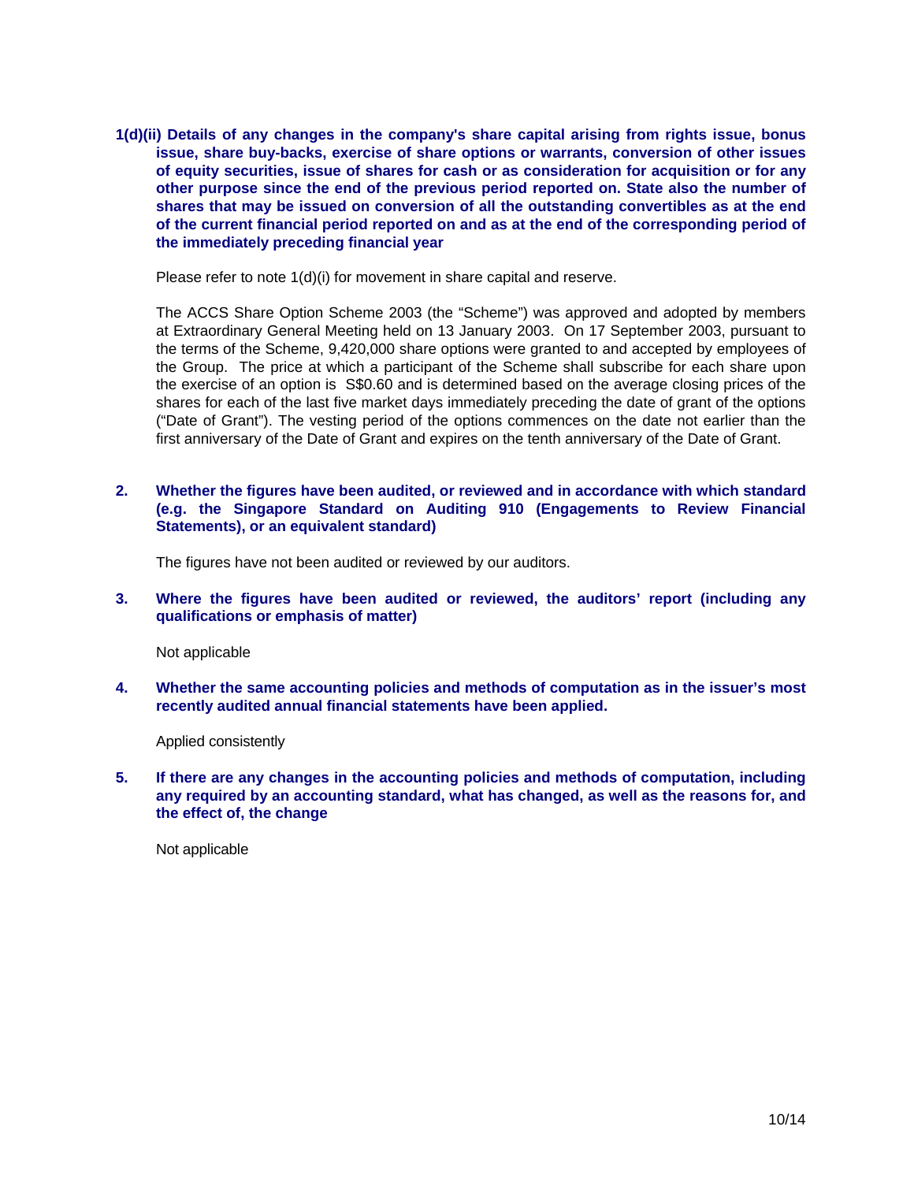**1(d)(ii) Details of any changes in the company's share capital arising from rights issue, bonus issue, share buy-backs, exercise of share options or warrants, conversion of other issues of equity securities, issue of shares for cash or as consideration for acquisition or for any other purpose since the end of the previous period reported on. State also the number of shares that may be issued on conversion of all the outstanding convertibles as at the end of the current financial period reported on and as at the end of the corresponding period of the immediately preceding financial year**

Please refer to note 1(d)(i) for movement in share capital and reserve.

The ACCS Share Option Scheme 2003 (the "Scheme") was approved and adopted by members at Extraordinary General Meeting held on 13 January 2003. On 17 September 2003, pursuant to the terms of the Scheme, 9,420,000 share options were granted to and accepted by employees of the Group. The price at which a participant of the Scheme shall subscribe for each share upon the exercise of an option is S$0.60 and is determined based on the average closing prices of the shares for each of the last five market days immediately preceding the date of grant of the options ("Date of Grant"). The vesting period of the options commences on the date not earlier than the first anniversary of the Date of Grant and expires on the tenth anniversary of the Date of Grant.

**2. Whether the figures have been audited, or reviewed and in accordance with which standard (e.g. the Singapore Standard on Auditing 910 (Engagements to Review Financial Statements), or an equivalent standard)**

The figures have not been audited or reviewed by our auditors.

**3. Where the figures have been audited or reviewed, the auditors' report (including any qualifications or emphasis of matter)**

Not applicable

**4. Whether the same accounting policies and methods of computation as in the issuer's most recently audited annual financial statements have been applied.**

Applied consistently

**5. If there are any changes in the accounting policies and methods of computation, including any required by an accounting standard, what has changed, as well as the reasons for, and the effect of, the change**

Not applicable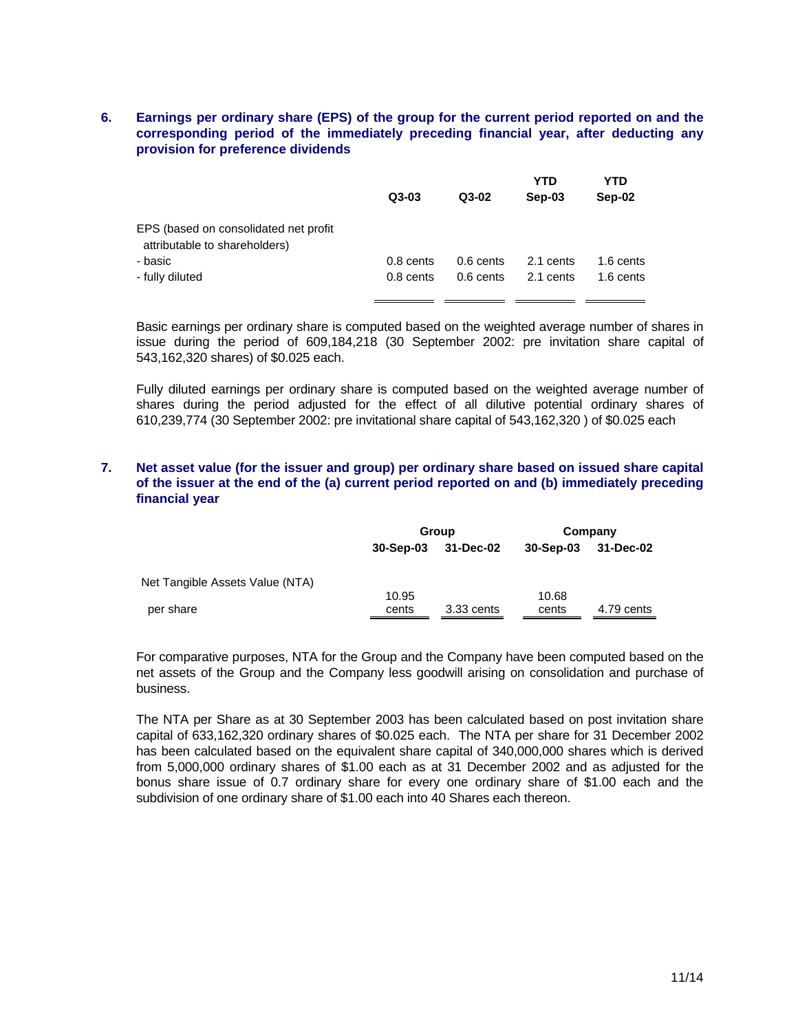## 6. Earnings per ordinary share (EPS) of the group for the current period reported on and the corresponding period of the immediately preceding financial year, after deducting any provision for preference dividends

| | Q3-03 | Q3-02 | YTD Sep-03 | YTD Sep-02 |
|---|---|---|---|---|
| EPS (based on consolidated net profit attributable to shareholders) | | | | |
| - basic | 0.8 cents | 0.6 cents | 2.1 cents | 1.6 cents |
| - fully diluted | 0.8 cents | 0.6 cents | 2.1 cents | 1.6 cents |

Basic earnings per ordinary share is computed based on the weighted average number of shares in issue during the period of 609,184,218 (30 September 2002: pre invitation share capital of 543,162,320 shares) of $0.025 each.

Fully diluted earnings per ordinary share is computed based on the weighted average number of shares during the period adjusted for the effect of all dilutive potential ordinary shares of 610,239,774 (30 September 2002: pre invitational share capital of 543,162,320 ) of $0.025 each

## 7. Net asset value (for the issuer and group) per ordinary share based on issued share capital of the issuer at the end of the (a) current period reported on and (b) immediately preceding financial year

| | Group | | Company | |
|---|---|---|---|---|
| | 30-Sep-03 | 31-Dec-02 | 30-Sep-03 | 31-Dec-02 |
| Net Tangible Assets Value (NTA) per share | 10.95 cents | 3.33 cents | 10.68 cents | 4.79 cents |

For comparative purposes, NTA for the Group and the Company have been computed based on the net assets of the Group and the Company less goodwill arising on consolidation and purchase of business.

The NTA per Share as at 30 September 2003 has been calculated based on post invitation share capital of 633,162,320 ordinary shares of $0.025 each. The NTA per share for 31 December 2002 has been calculated based on the equivalent share capital of 340,000,000 shares which is derived from 5,000,000 ordinary shares of $1.00 each as at 31 December 2002 and as adjusted for the bonus share issue of 0.7 ordinary share for every one ordinary share of $1.00 each and the subdivision of one ordinary share of $1.00 each into 40 Shares each thereon.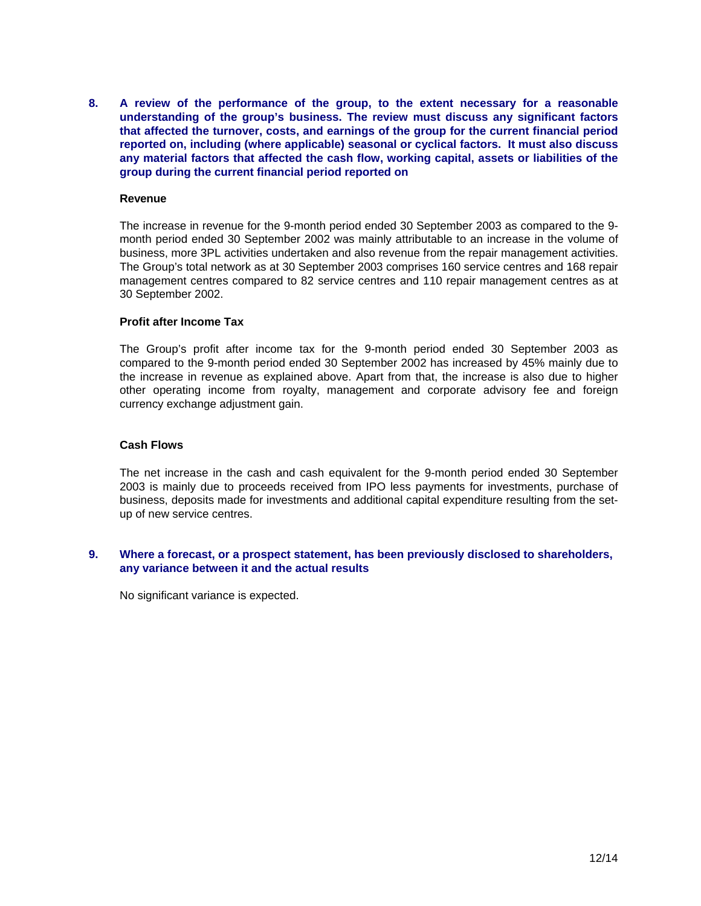**8. A review of the performance of the group, to the extent necessary for a reasonable understanding of the group's business. The review must discuss any significant factors that affected the turnover, costs, and earnings of the group for the current financial period reported on, including (where applicable) seasonal or cyclical factors. It must also discuss any material factors that affected the cash flow, working capital, assets or liabilities of the group during the current financial period reported on**

**Revenue**

The increase in revenue for the 9-month period ended 30 September 2003 as compared to the 9-month period ended 30 September 2002 was mainly attributable to an increase in the volume of business, more 3PL activities undertaken and also revenue from the repair management activities. The Group's total network as at 30 September 2003 comprises 160 service centres and 168 repair management centres compared to 82 service centres and 110 repair management centres as at 30 September 2002.

**Profit after Income Tax**

The Group's profit after income tax for the 9-month period ended 30 September 2003 as compared to the 9-month period ended 30 September 2002 has increased by 45% mainly due to the increase in revenue as explained above. Apart from that, the increase is also due to higher other operating income from royalty, management and corporate advisory fee and foreign currency exchange adjustment gain.

**Cash Flows**

The net increase in the cash and cash equivalent for the 9-month period ended 30 September 2003 is mainly due to proceeds received from IPO less payments for investments, purchase of business, deposits made for investments and additional capital expenditure resulting from the set-up of new service centres.

**9. Where a forecast, or a prospect statement, has been previously disclosed to shareholders, any variance between it and the actual results**

No significant variance is expected.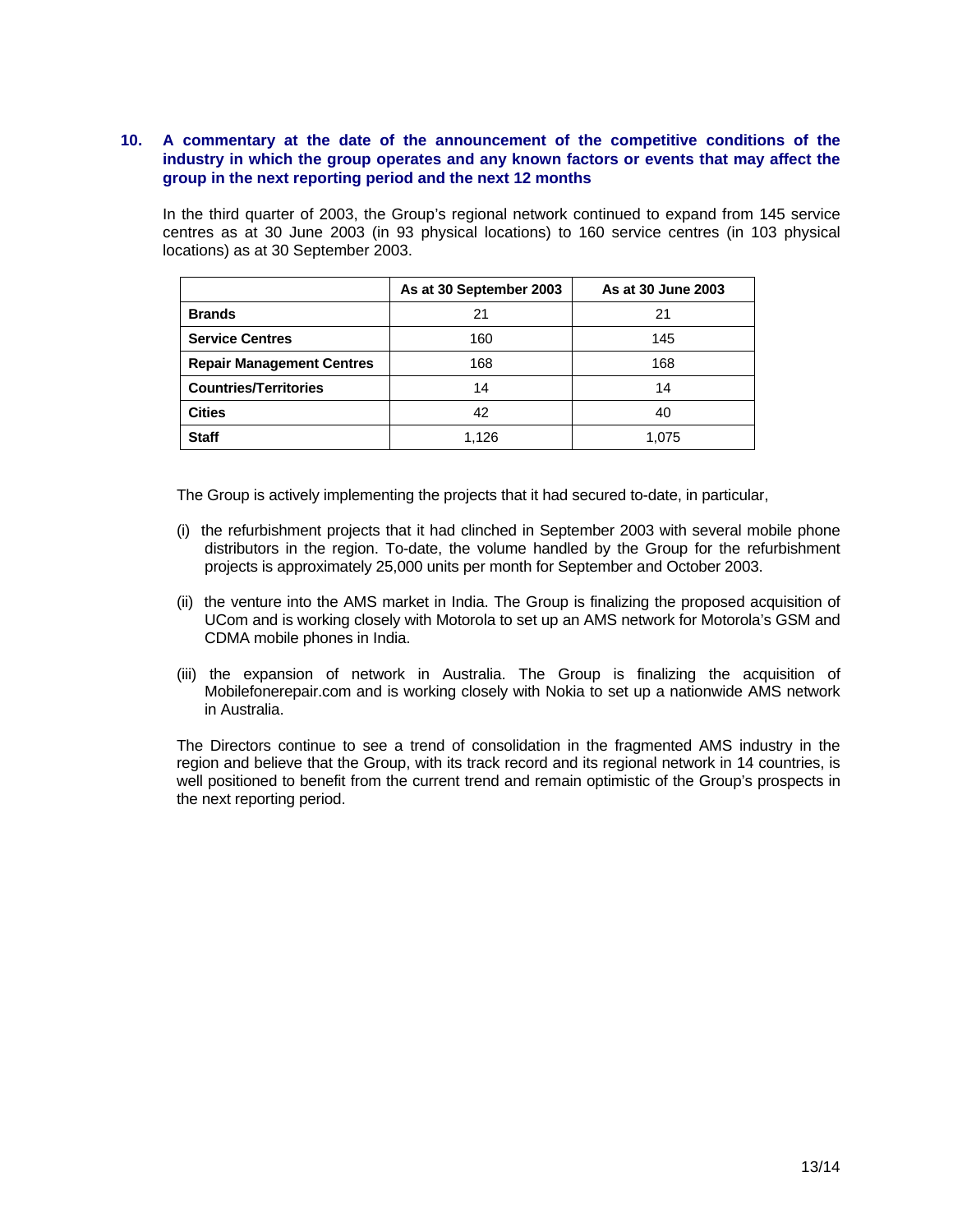## 10. A commentary at the date of the announcement of the competitive conditions of the industry in which the group operates and any known factors or events that may affect the group in the next reporting period and the next 12 months

In the third quarter of 2003, the Group's regional network continued to expand from 145 service centres as at 30 June 2003 (in 93 physical locations) to 160 service centres (in 103 physical locations) as at 30 September 2003.

| | As at 30 September 2003 | As at 30 June 2003 |
|---|---|---|
| **Brands** | 21 | 21 |
| **Service Centres** | 160 | 145 |
| **Repair Management Centres** | 168 | 168 |
| **Countries/Territories** | 14 | 14 |
| **Cities** | 42 | 40 |
| **Staff** | 1,126 | 1,075 |

The Group is actively implementing the projects that it had secured to-date, in particular,

(i) the refurbishment projects that it had clinched in September 2003 with several mobile phone distributors in the region. To-date, the volume handled by the Group for the refurbishment projects is approximately 25,000 units per month for September and October 2003.

(ii) the venture into the AMS market in India. The Group is finalizing the proposed acquisition of UCom and is working closely with Motorola to set up an AMS network for Motorola's GSM and CDMA mobile phones in India.

(iii) the expansion of network in Australia. The Group is finalizing the acquisition of Mobilefonerepair.com and is working closely with Nokia to set up a nationwide AMS network in Australia.

The Directors continue to see a trend of consolidation in the fragmented AMS industry in the region and believe that the Group, with its track record and its regional network in 14 countries, is well positioned to benefit from the current trend and remain optimistic of the Group's prospects in the next reporting period.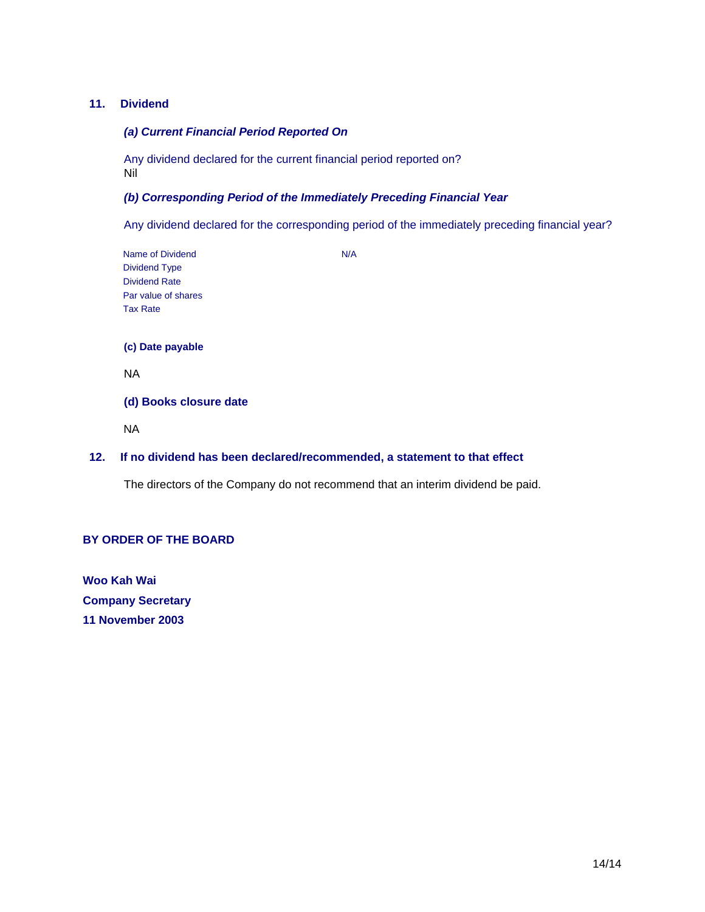## 11. Dividend

### *(a) Current Financial Period Reported On*

Any dividend declared for the current financial period reported on?
Nil

### *(b) Corresponding Period of the Immediately Preceding Financial Year*

Any dividend declared for the corresponding period of the immediately preceding financial year?

| | |
|---|---|
| Name of Dividend | N/A |
| Dividend Type | |
| Dividend Rate | |
| Par value of shares | |
| Tax Rate | |

### (c) Date payable

NA

### (d) Books closure date

NA

## 12. If no dividend has been declared/recommended, a statement to that effect

The directors of the Company do not recommend that an interim dividend be paid.

**BY ORDER OF THE BOARD**

**Woo Kah Wai**
**Company Secretary**
**11 November 2003**